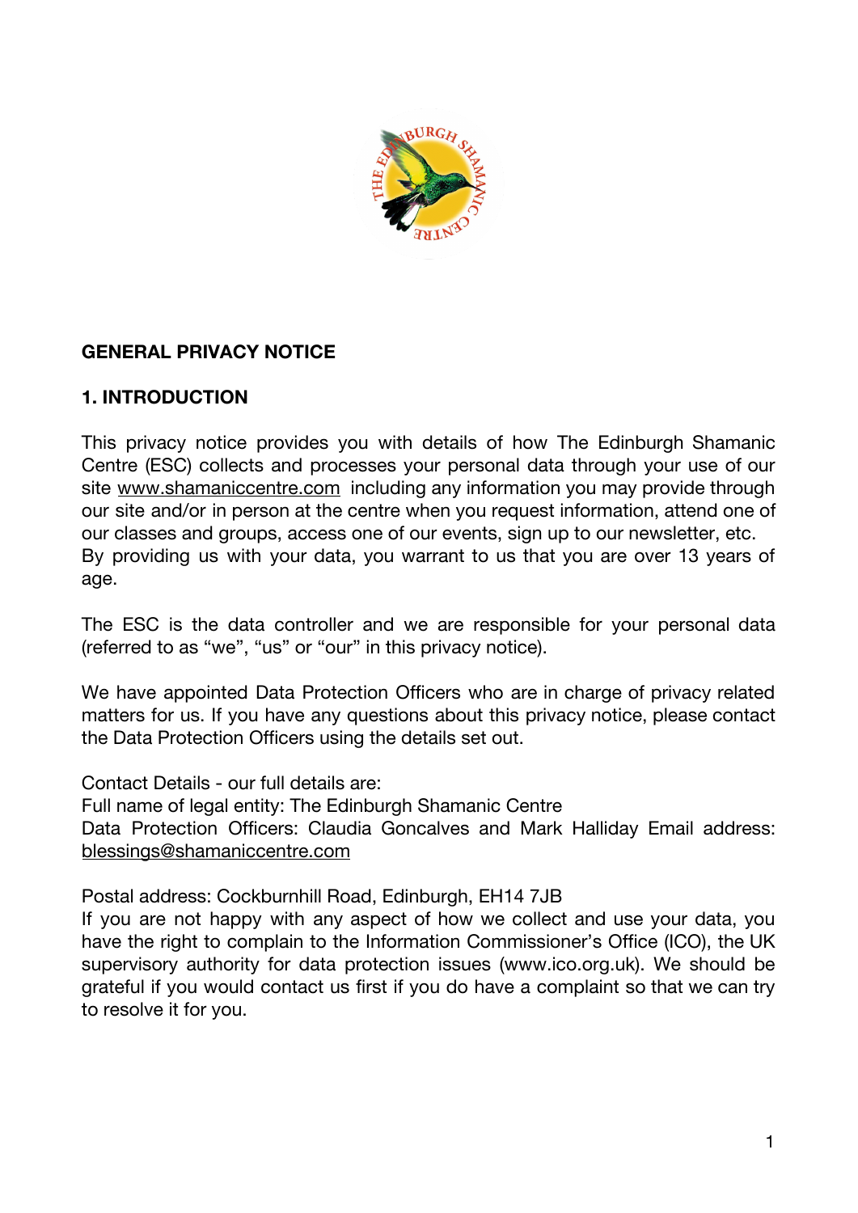## GENERAL PRIVACY NOTICE

### 1. INTRODUCTION

This privacy notice provides you with details of how The Edinburgh Shamanic Centre (ESC) collects and processes your personal data through your use of our site www.shamaniccentre.com including any information you may provide through our site and/or in person at the centre when you request information, attend one of our classes and groups, access one of our events, sign up to our newsletter, etc.
By providing us with your data, you warrant to us that you are over 13 years of age.

The ESC is the data controller and we are responsible for your personal data (referred to as "we", "us" or "our" in this privacy notice).

We have appointed Data Protection Officers who are in charge of privacy related matters for us. If you have any questions about this privacy notice, please contact the Data Protection Officers using the details set out.

Contact Details - our full details are:
Full name of legal entity: The Edinburgh Shamanic Centre
Data Protection Officers: Claudia Goncalves and Mark Halliday Email address: blessings@shamaniccentre.com

Postal address: Cockburnhill Road, Edinburgh, EH14 7JB
If you are not happy with any aspect of how we collect and use your data, you have the right to complain to the Information Commissioner's Office (ICO), the UK supervisory authority for data protection issues (www.ico.org.uk). We should be grateful if you would contact us first if you do have a complaint so that we can try to resolve it for you.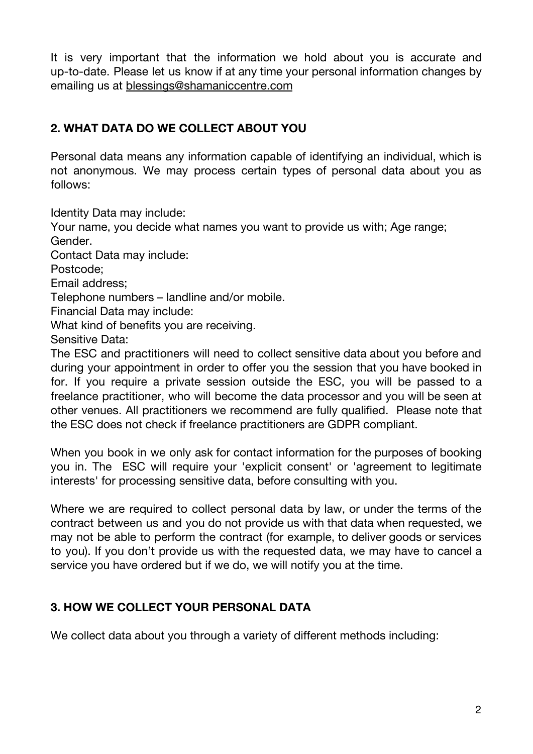It is very important that the information we hold about you is accurate and up-to-date. Please let us know if at any time your personal information changes by emailing us at blessings@shamaniccentre.com

## 2. WHAT DATA DO WE COLLECT ABOUT YOU

Personal data means any information capable of identifying an individual, which is not anonymous. We may process certain types of personal data about you as follows:

Identity Data may include:
Your name, you decide what names you want to provide us with; Age range;
Gender.
Contact Data may include:
Postcode;
Email address;
Telephone numbers – landline and/or mobile.
Financial Data may include:
What kind of benefits you are receiving.
Sensitive Data:
The ESC and practitioners will need to collect sensitive data about you before and during your appointment in order to offer you the session that you have booked in for. If you require a private session outside the ESC, you will be passed to a freelance practitioner, who will become the data processor and you will be seen at other venues. All practitioners we recommend are fully qualified. Please note that the ESC does not check if freelance practitioners are GDPR compliant.

When you book in we only ask for contact information for the purposes of booking you in. The ESC will require your 'explicit consent' or 'agreement to legitimate interests' for processing sensitive data, before consulting with you.

Where we are required to collect personal data by law, or under the terms of the contract between us and you do not provide us with that data when requested, we may not be able to perform the contract (for example, to deliver goods or services to you). If you don't provide us with the requested data, we may have to cancel a service you have ordered but if we do, we will notify you at the time.

## 3. HOW WE COLLECT YOUR PERSONAL DATA

We collect data about you through a variety of different methods including: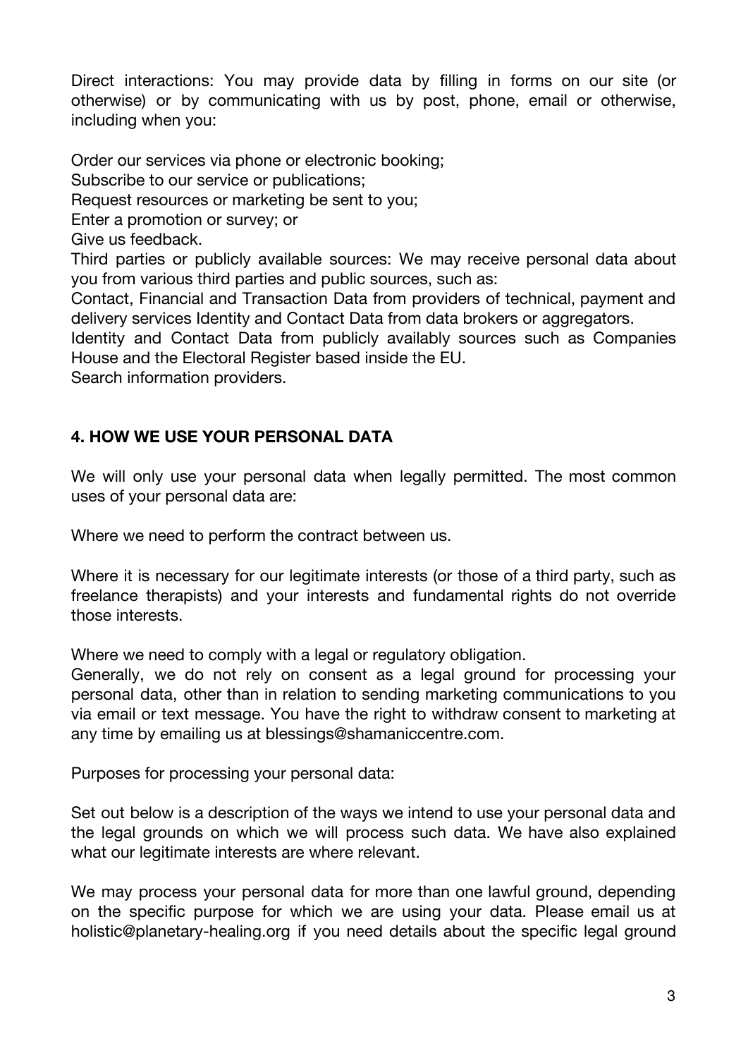Direct interactions: You may provide data by filling in forms on our site (or otherwise) or by communicating with us by post, phone, email or otherwise, including when you:

Order our services via phone or electronic booking;
Subscribe to our service or publications;
Request resources or marketing be sent to you;
Enter a promotion or survey; or
Give us feedback.
Third parties or publicly available sources: We may receive personal data about you from various third parties and public sources, such as:
Contact, Financial and Transaction Data from providers of technical, payment and delivery services Identity and Contact Data from data brokers or aggregators.
Identity and Contact Data from publicly availably sources such as Companies House and the Electoral Register based inside the EU.
Search information providers.

**4. HOW WE USE YOUR PERSONAL DATA**

We will only use your personal data when legally permitted. The most common uses of your personal data are:

Where we need to perform the contract between us.

Where it is necessary for our legitimate interests (or those of a third party, such as freelance therapists) and your interests and fundamental rights do not override those interests.

Where we need to comply with a legal or regulatory obligation.
Generally, we do not rely on consent as a legal ground for processing your personal data, other than in relation to sending marketing communications to you via email or text message. You have the right to withdraw consent to marketing at any time by emailing us at blessings@shamaniccentre.com.

Purposes for processing your personal data:

Set out below is a description of the ways we intend to use your personal data and the legal grounds on which we will process such data. We have also explained what our legitimate interests are where relevant.

We may process your personal data for more than one lawful ground, depending on the specific purpose for which we are using your data. Please email us at holistic@planetary-healing.org if you need details about the specific legal ground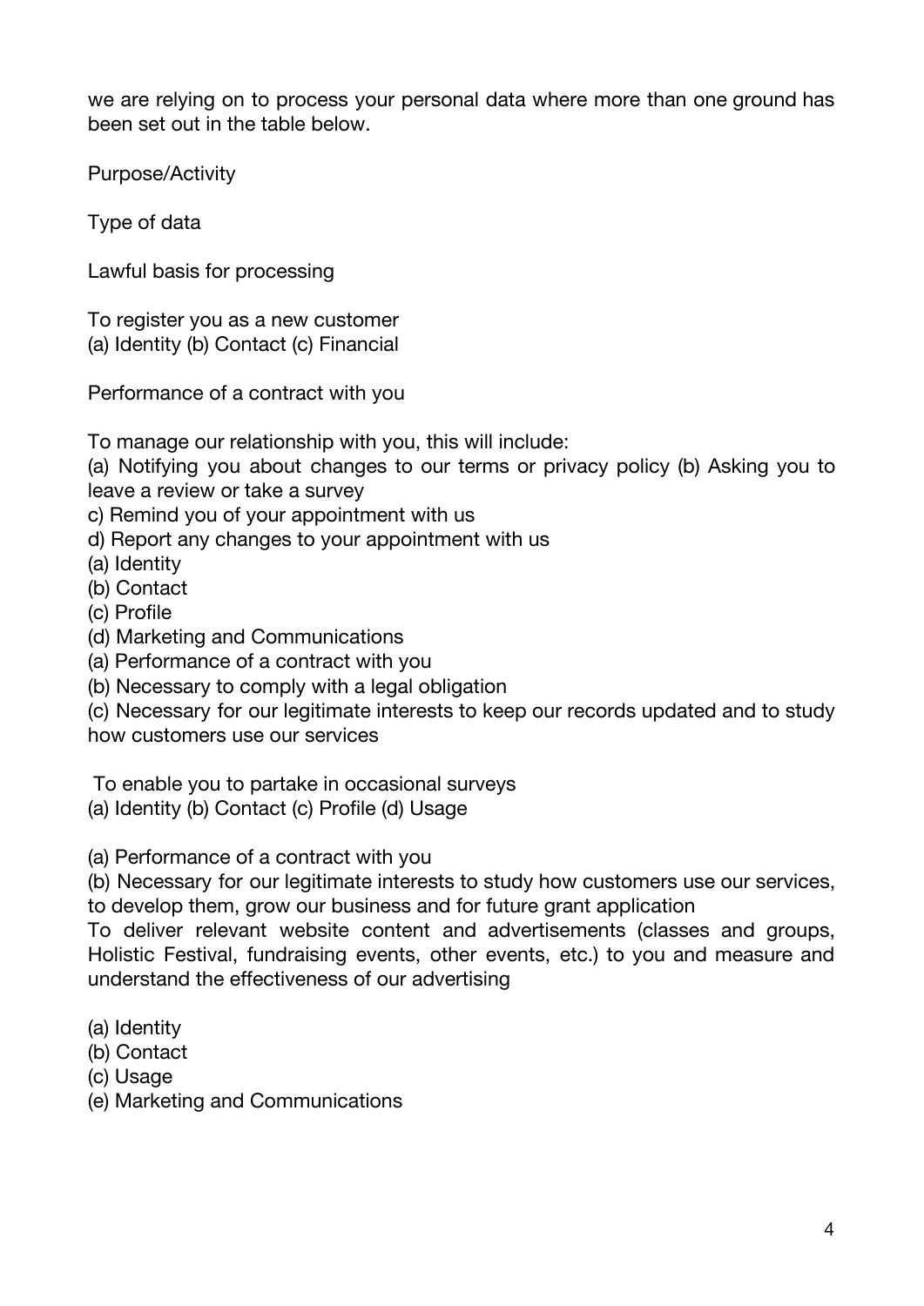we are relying on to process your personal data where more than one ground has been set out in the table below.

| Purpose/Activity | Type of data | Lawful basis for processing |
|---|---|---|
| To register you as a new customer | (a) Identity (b) Contact (c) Financial | Performance of a contract with you |
| To manage our relationship with you, this will include:<br>(a) Notifying you about changes to our terms or privacy policy (b) Asking you to leave a review or take a survey<br>c) Remind you of your appointment with us<br>d) Report any changes to your appointment with us | (a) Identity<br>(b) Contact<br>(c) Profile<br>(d) Marketing and Communications | (a) Performance of a contract with you<br>(b) Necessary to comply with a legal obligation<br>(c) Necessary for our legitimate interests to keep our records updated and to study how customers use our services |
| To enable you to partake in occasional surveys | (a) Identity (b) Contact (c) Profile (d) Usage | (a) Performance of a contract with you<br>(b) Necessary for our legitimate interests to study how customers use our services, to develop them, grow our business and for future grant application |
| To deliver relevant website content and advertisements (classes and groups, Holistic Festival, fundraising events, other events, etc.) to you and measure and understand the effectiveness of our advertising | (a) Identity<br>(b) Contact<br>(c) Usage<br>(e) Marketing and Communications | |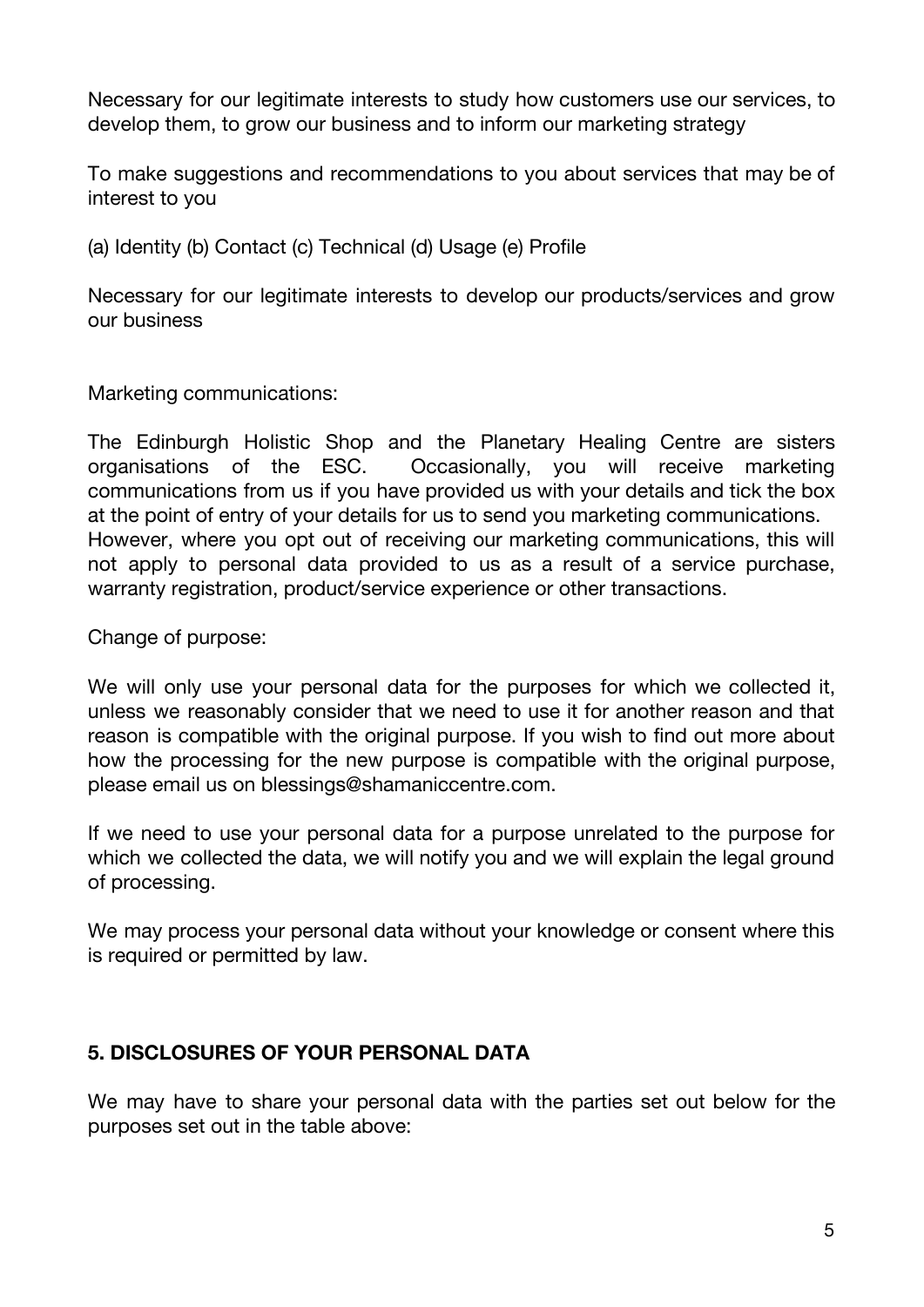Necessary for our legitimate interests to study how customers use our services, to develop them, to grow our business and to inform our marketing strategy

To make suggestions and recommendations to you about services that may be of interest to you

(a) Identity (b) Contact (c) Technical (d) Usage (e) Profile

Necessary for our legitimate interests to develop our products/services and grow our business

Marketing communications:

The Edinburgh Holistic Shop and the Planetary Healing Centre are sisters organisations of the ESC. Occasionally, you will receive marketing communications from us if you have provided us with your details and tick the box at the point of entry of your details for us to send you marketing communications. However, where you opt out of receiving our marketing communications, this will not apply to personal data provided to us as a result of a service purchase, warranty registration, product/service experience or other transactions.

Change of purpose:

We will only use your personal data for the purposes for which we collected it, unless we reasonably consider that we need to use it for another reason and that reason is compatible with the original purpose. If you wish to find out more about how the processing for the new purpose is compatible with the original purpose, please email us on blessings@shamaniccentre.com.

If we need to use your personal data for a purpose unrelated to the purpose for which we collected the data, we will notify you and we will explain the legal ground of processing.

We may process your personal data without your knowledge or consent where this is required or permitted by law.

## 5. DISCLOSURES OF YOUR PERSONAL DATA

We may have to share your personal data with the parties set out below for the purposes set out in the table above: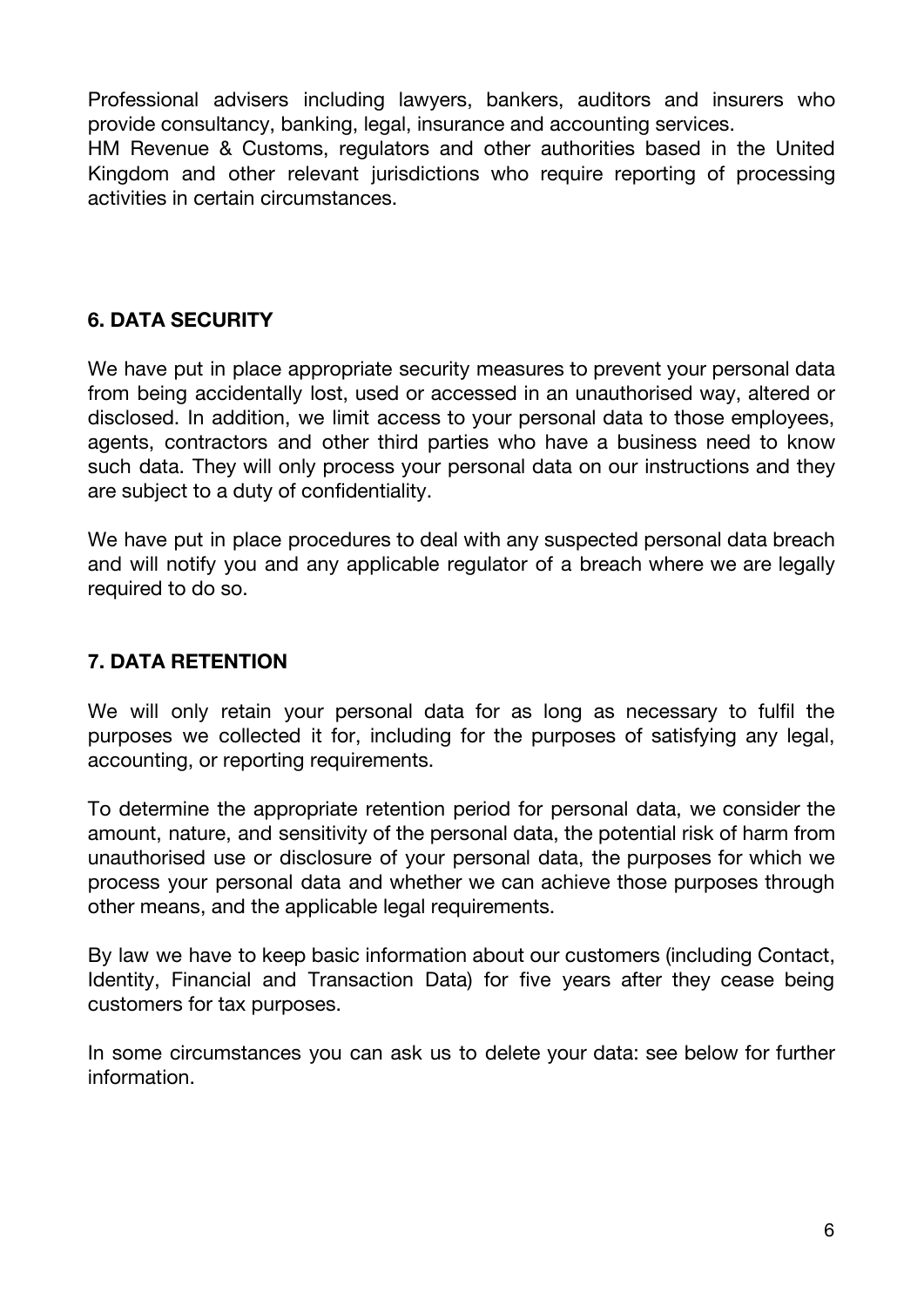Professional advisers including lawyers, bankers, auditors and insurers who provide consultancy, banking, legal, insurance and accounting services.

HM Revenue & Customs, regulators and other authorities based in the United Kingdom and other relevant jurisdictions who require reporting of processing activities in certain circumstances.

## 6. DATA SECURITY

We have put in place appropriate security measures to prevent your personal data from being accidentally lost, used or accessed in an unauthorised way, altered or disclosed. In addition, we limit access to your personal data to those employees, agents, contractors and other third parties who have a business need to know such data. They will only process your personal data on our instructions and they are subject to a duty of confidentiality.

We have put in place procedures to deal with any suspected personal data breach and will notify you and any applicable regulator of a breach where we are legally required to do so.

## 7. DATA RETENTION

We will only retain your personal data for as long as necessary to fulfil the purposes we collected it for, including for the purposes of satisfying any legal, accounting, or reporting requirements.

To determine the appropriate retention period for personal data, we consider the amount, nature, and sensitivity of the personal data, the potential risk of harm from unauthorised use or disclosure of your personal data, the purposes for which we process your personal data and whether we can achieve those purposes through other means, and the applicable legal requirements.

By law we have to keep basic information about our customers (including Contact, Identity, Financial and Transaction Data) for five years after they cease being customers for tax purposes.

In some circumstances you can ask us to delete your data: see below for further information.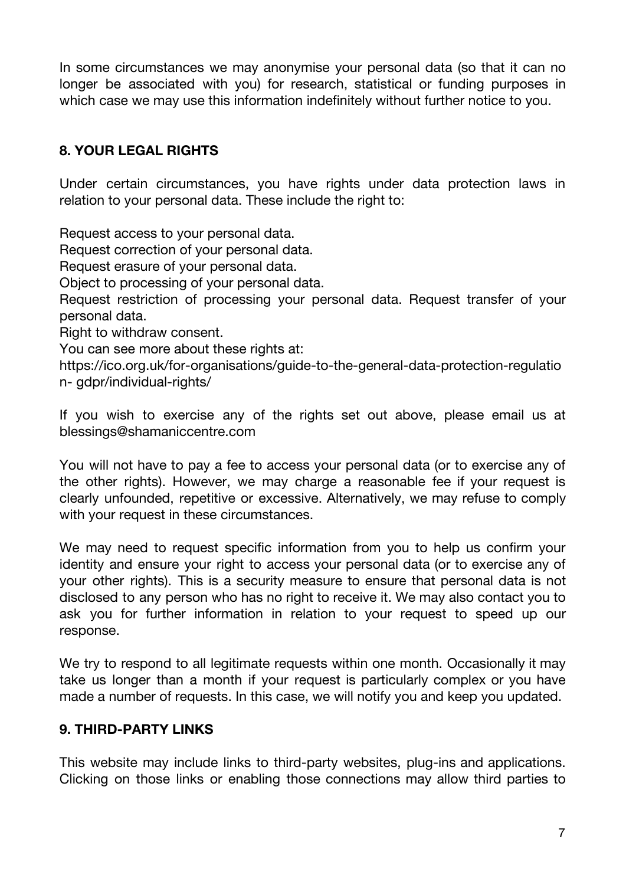In some circumstances we may anonymise your personal data (so that it can no longer be associated with you) for research, statistical or funding purposes in which case we may use this information indefinitely without further notice to you.

## 8. YOUR LEGAL RIGHTS

Under certain circumstances, you have rights under data protection laws in relation to your personal data. These include the right to:

Request access to your personal data.
Request correction of your personal data.
Request erasure of your personal data.
Object to processing of your personal data.
Request restriction of processing your personal data. Request transfer of your personal data.
Right to withdraw consent.
You can see more about these rights at:
https://ico.org.uk/for-organisations/guide-to-the-general-data-protection-regulation- gdpr/individual-rights/

If you wish to exercise any of the rights set out above, please email us at blessings@shamaniccentre.com

You will not have to pay a fee to access your personal data (or to exercise any of the other rights). However, we may charge a reasonable fee if your request is clearly unfounded, repetitive or excessive. Alternatively, we may refuse to comply with your request in these circumstances.

We may need to request specific information from you to help us confirm your identity and ensure your right to access your personal data (or to exercise any of your other rights). This is a security measure to ensure that personal data is not disclosed to any person who has no right to receive it. We may also contact you to ask you for further information in relation to your request to speed up our response.

We try to respond to all legitimate requests within one month. Occasionally it may take us longer than a month if your request is particularly complex or you have made a number of requests. In this case, we will notify you and keep you updated.

## 9. THIRD-PARTY LINKS

This website may include links to third-party websites, plug-ins and applications. Clicking on those links or enabling those connections may allow third parties to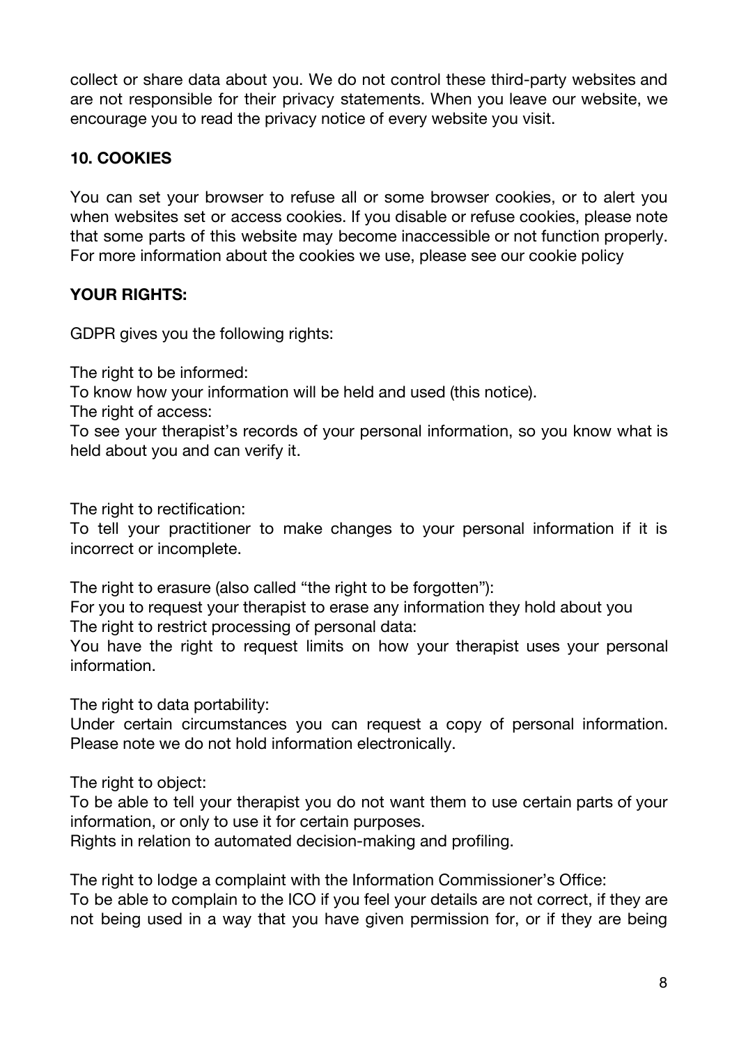collect or share data about you. We do not control these third-party websites and are not responsible for their privacy statements. When you leave our website, we encourage you to read the privacy notice of every website you visit.

**10. COOKIES**

You can set your browser to refuse all or some browser cookies, or to alert you when websites set or access cookies. If you disable or refuse cookies, please note that some parts of this website may become inaccessible or not function properly. For more information about the cookies we use, please see our cookie policy

**YOUR RIGHTS:**

GDPR gives you the following rights:

The right to be informed:
To know how your information will be held and used (this notice).
The right of access:
To see your therapist's records of your personal information, so you know what is held about you and can verify it.

The right to rectification:
To tell your practitioner to make changes to your personal information if it is incorrect or incomplete.

The right to erasure (also called "the right to be forgotten"):
For you to request your therapist to erase any information they hold about you
The right to restrict processing of personal data:
You have the right to request limits on how your therapist uses your personal information.

The right to data portability:
Under certain circumstances you can request a copy of personal information. Please note we do not hold information electronically.

The right to object:
To be able to tell your therapist you do not want them to use certain parts of your information, or only to use it for certain purposes.
Rights in relation to automated decision-making and profiling.

The right to lodge a complaint with the Information Commissioner's Office:
To be able to complain to the ICO if you feel your details are not correct, if they are not being used in a way that you have given permission for, or if they are being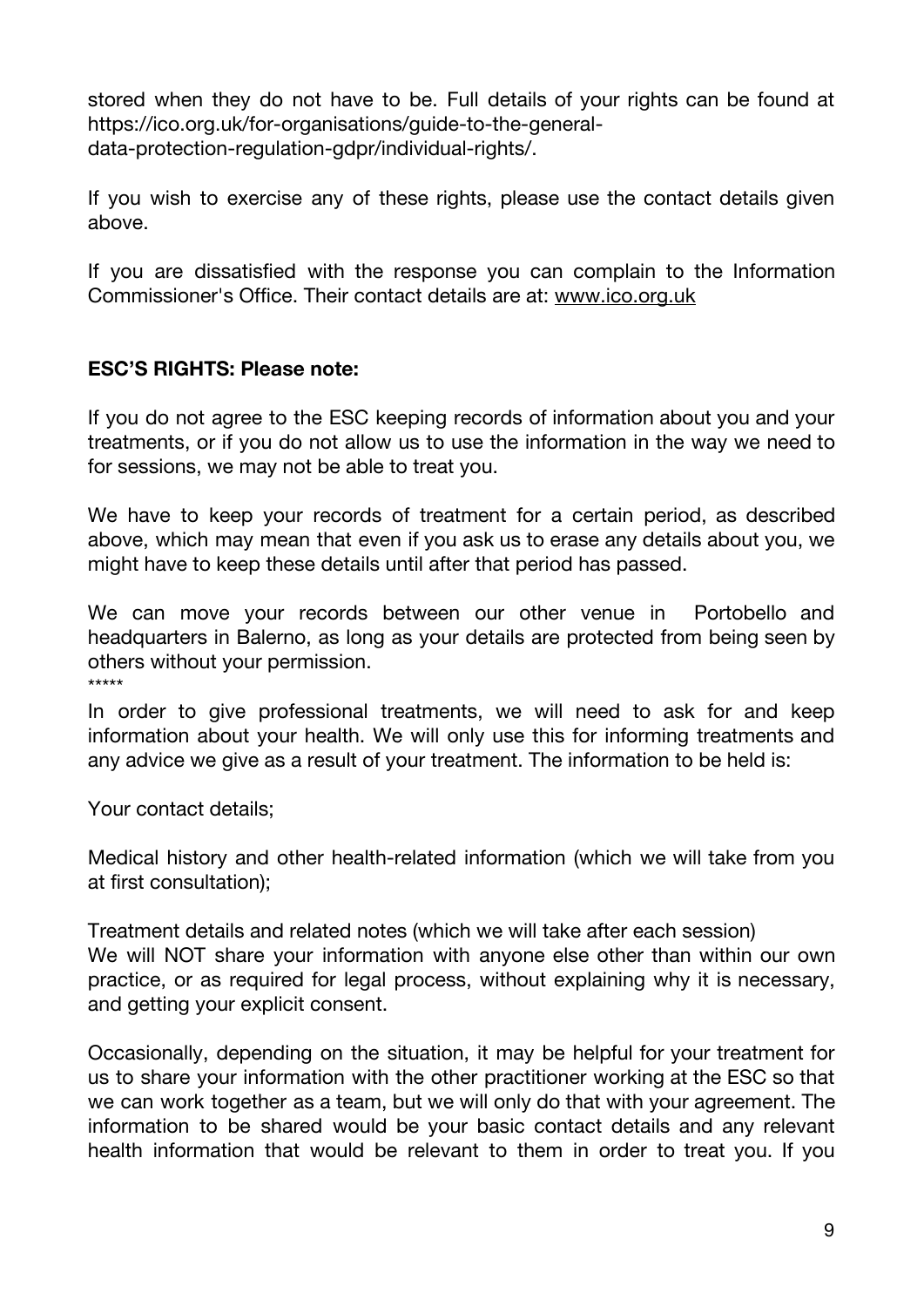stored when they do not have to be. Full details of your rights can be found at https://ico.org.uk/for-organisations/guide-to-the-general-data-protection-regulation-gdpr/individual-rights/.

If you wish to exercise any of these rights, please use the contact details given above.

If you are dissatisfied with the response you can complain to the Information Commissioner's Office. Their contact details are at: www.ico.org.uk

**ESC'S RIGHTS: Please note:**

If you do not agree to the ESC keeping records of information about you and your treatments, or if you do not allow us to use the information in the way we need to for sessions, we may not be able to treat you.

We have to keep your records of treatment for a certain period, as described above, which may mean that even if you ask us to erase any details about you, we might have to keep these details until after that period has passed.

We can move your records between our other venue in Portobello and headquarters in Balerno, as long as your details are protected from being seen by others without your permission.

*****

In order to give professional treatments, we will need to ask for and keep information about your health. We will only use this for informing treatments and any advice we give as a result of your treatment. The information to be held is:

Your contact details;

Medical history and other health-related information (which we will take from you at first consultation);

Treatment details and related notes (which we will take after each session)

We will NOT share your information with anyone else other than within our own practice, or as required for legal process, without explaining why it is necessary, and getting your explicit consent.

Occasionally, depending on the situation, it may be helpful for your treatment for us to share your information with the other practitioner working at the ESC so that we can work together as a team, but we will only do that with your agreement. The information to be shared would be your basic contact details and any relevant health information that would be relevant to them in order to treat you. If you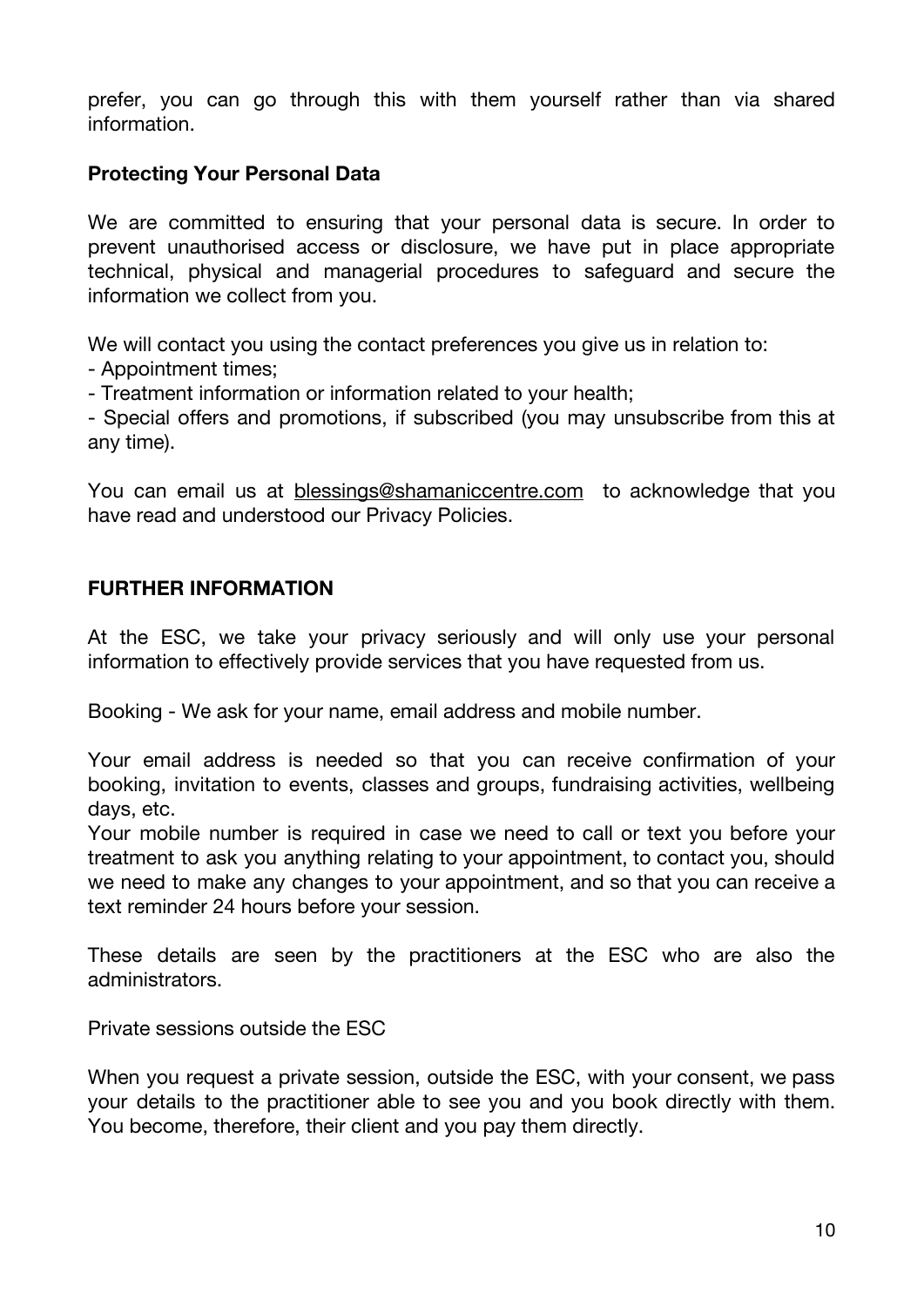prefer, you can go through this with them yourself rather than via shared information.

**Protecting Your Personal Data**

We are committed to ensuring that your personal data is secure. In order to prevent unauthorised access or disclosure, we have put in place appropriate technical, physical and managerial procedures to safeguard and secure the information we collect from you.

We will contact you using the contact preferences you give us in relation to:

- Appointment times;
- Treatment information or information related to your health;
- Special offers and promotions, if subscribed (you may unsubscribe from this at any time).

You can email us at blessings@shamaniccentre.com to acknowledge that you have read and understood our Privacy Policies.

**FURTHER INFORMATION**

At the ESC, we take your privacy seriously and will only use your personal information to effectively provide services that you have requested from us.

Booking - We ask for your name, email address and mobile number.

Your email address is needed so that you can receive confirmation of your booking, invitation to events, classes and groups, fundraising activities, wellbeing days, etc.
Your mobile number is required in case we need to call or text you before your treatment to ask you anything relating to your appointment, to contact you, should we need to make any changes to your appointment, and so that you can receive a text reminder 24 hours before your session.

These details are seen by the practitioners at the ESC who are also the administrators.

Private sessions outside the ESC

When you request a private session, outside the ESC, with your consent, we pass your details to the practitioner able to see you and you book directly with them. You become, therefore, their client and you pay them directly.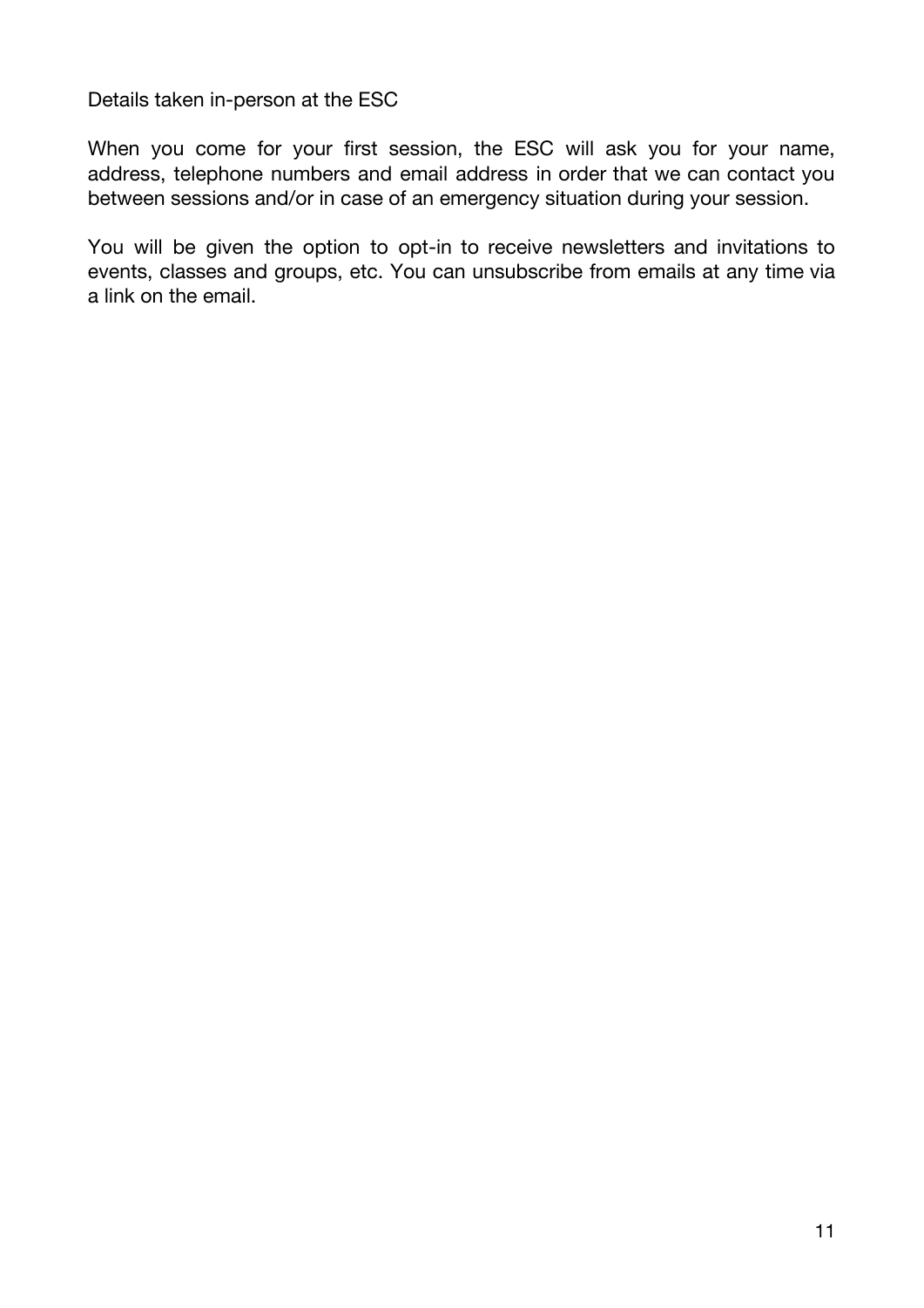Details taken in-person at the ESC

When you come for your first session, the ESC will ask you for your name, address, telephone numbers and email address in order that we can contact you between sessions and/or in case of an emergency situation during your session.

You will be given the option to opt-in to receive newsletters and invitations to events, classes and groups, etc. You can unsubscribe from emails at any time via a link on the email.